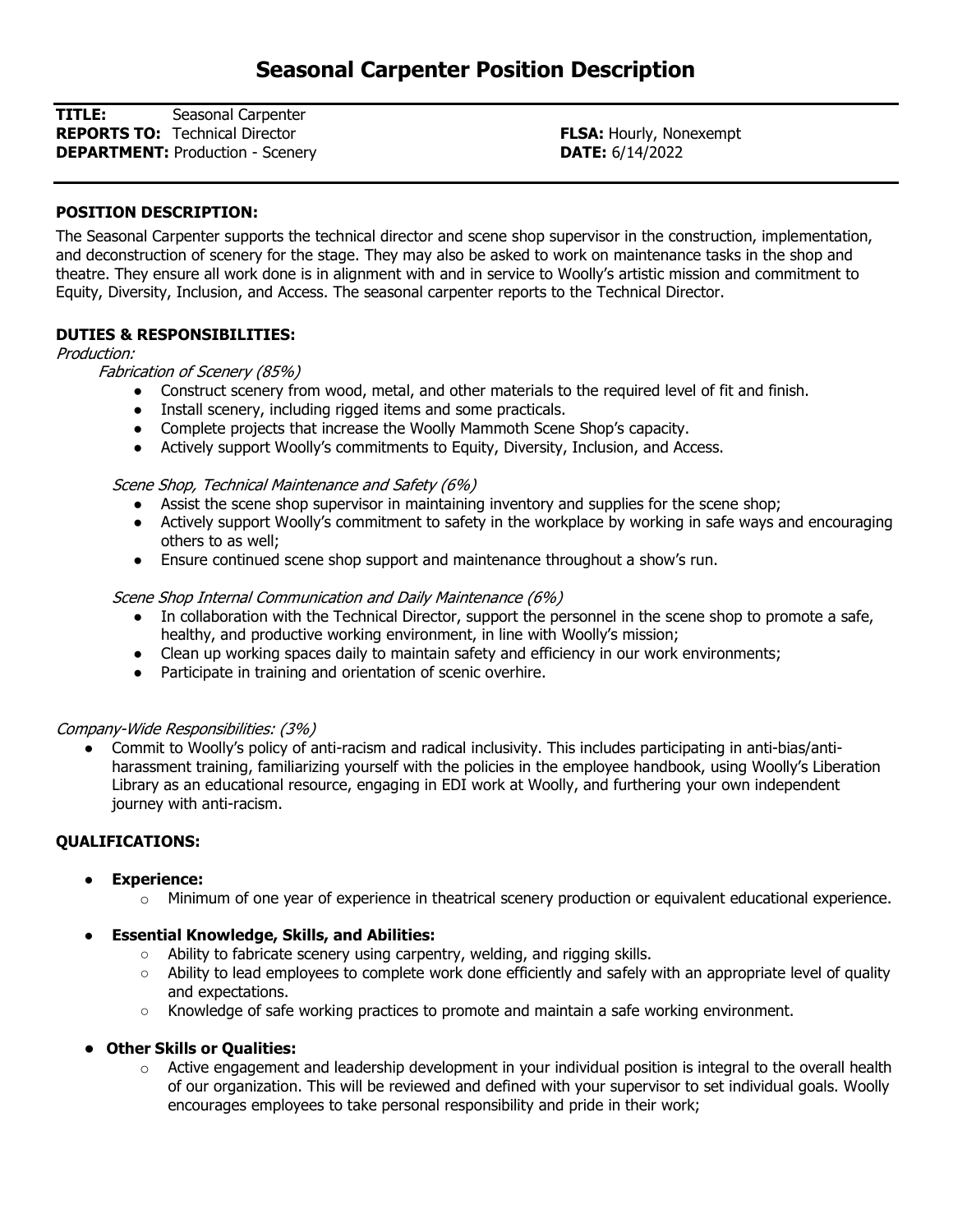# Seasonal Carpenter Position Description

**TITLE:** Seasonal Carpenter
**REPORTS TO:** Technical Director
**DEPARTMENT:** Production - Scenery

**FLSA:** Hourly, Nonexempt
**DATE:** 6/14/2022

**POSITION DESCRIPTION:**

The Seasonal Carpenter supports the technical director and scene shop supervisor in the construction, implementation, and deconstruction of scenery for the stage. They may also be asked to work on maintenance tasks in the shop and theatre. They ensure all work done is in alignment with and in service to Woolly's artistic mission and commitment to Equity, Diversity, Inclusion, and Access. The seasonal carpenter reports to the Technical Director.

**DUTIES & RESPONSIBILITIES:**

*Production:*

*Fabrication of Scenery (85%)*

- Construct scenery from wood, metal, and other materials to the required level of fit and finish.
- Install scenery, including rigged items and some practicals.
- Complete projects that increase the Woolly Mammoth Scene Shop's capacity.
- Actively support Woolly's commitments to Equity, Diversity, Inclusion, and Access.

*Scene Shop, Technical Maintenance and Safety (6%)*

- Assist the scene shop supervisor in maintaining inventory and supplies for the scene shop;
- Actively support Woolly's commitment to safety in the workplace by working in safe ways and encouraging others to as well;
- Ensure continued scene shop support and maintenance throughout a show's run.

*Scene Shop Internal Communication and Daily Maintenance (6%)*

- In collaboration with the Technical Director, support the personnel in the scene shop to promote a safe, healthy, and productive working environment, in line with Woolly's mission;
- Clean up working spaces daily to maintain safety and efficiency in our work environments;
- Participate in training and orientation of scenic overhire.

*Company-Wide Responsibilities: (3%)*

- Commit to Woolly's policy of anti-racism and radical inclusivity. This includes participating in anti-bias/anti-harassment training, familiarizing yourself with the policies in the employee handbook, using Woolly's Liberation Library as an educational resource, engaging in EDI work at Woolly, and furthering your own independent journey with anti-racism.

**QUALIFICATIONS:**

- **Experience:**
  - Minimum of one year of experience in theatrical scenery production or equivalent educational experience.
- **Essential Knowledge, Skills, and Abilities:**
  - Ability to fabricate scenery using carpentry, welding, and rigging skills.
  - Ability to lead employees to complete work done efficiently and safely with an appropriate level of quality and expectations.
  - Knowledge of safe working practices to promote and maintain a safe working environment.
- **Other Skills or Qualities:**
  - Active engagement and leadership development in your individual position is integral to the overall health of our organization. This will be reviewed and defined with your supervisor to set individual goals. Woolly encourages employees to take personal responsibility and pride in their work;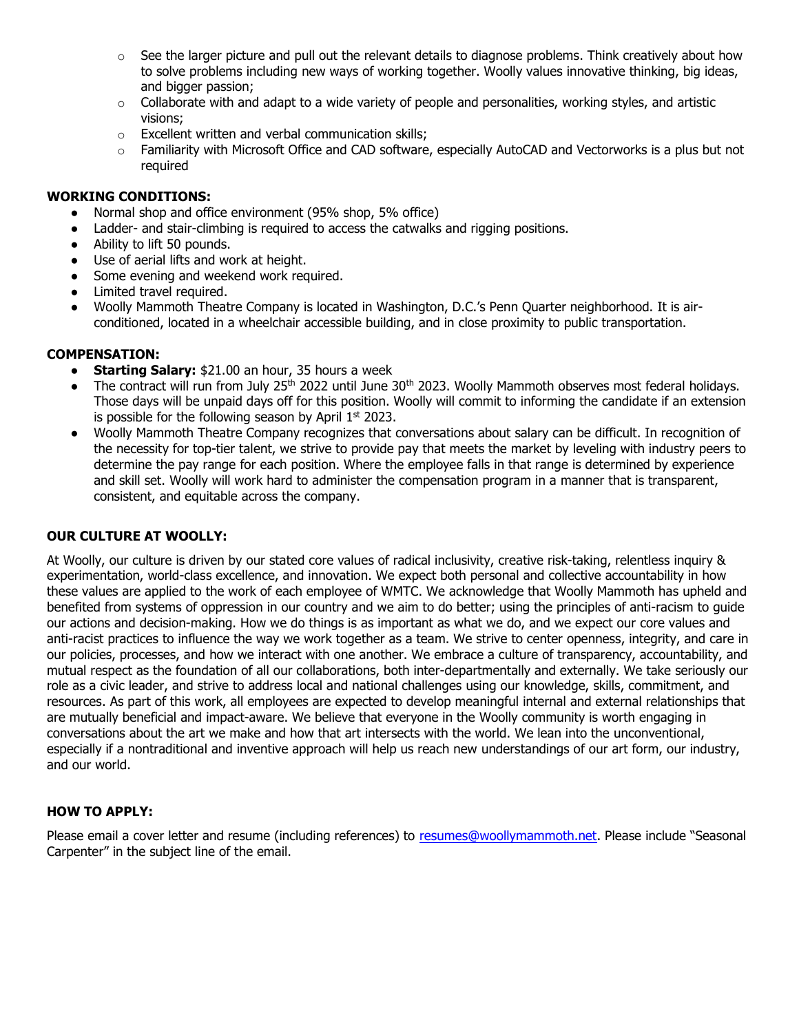- See the larger picture and pull out the relevant details to diagnose problems. Think creatively about how to solve problems including new ways of working together. Woolly values innovative thinking, big ideas, and bigger passion;
  - Collaborate with and adapt to a wide variety of people and personalities, working styles, and artistic visions;
  - Excellent written and verbal communication skills;
  - Familiarity with Microsoft Office and CAD software, especially AutoCAD and Vectorworks is a plus but not required

**WORKING CONDITIONS:**

- Normal shop and office environment (95% shop, 5% office)
- Ladder- and stair-climbing is required to access the catwalks and rigging positions.
- Ability to lift 50 pounds.
- Use of aerial lifts and work at height.
- Some evening and weekend work required.
- Limited travel required.
- Woolly Mammoth Theatre Company is located in Washington, D.C.'s Penn Quarter neighborhood. It is air-conditioned, located in a wheelchair accessible building, and in close proximity to public transportation.

**COMPENSATION:**

- **Starting Salary:** $21.00 an hour, 35 hours a week
- The contract will run from July 25th 2022 until June 30th 2023. Woolly Mammoth observes most federal holidays. Those days will be unpaid days off for this position. Woolly will commit to informing the candidate if an extension is possible for the following season by April 1st 2023.
- Woolly Mammoth Theatre Company recognizes that conversations about salary can be difficult. In recognition of the necessity for top-tier talent, we strive to provide pay that meets the market by leveling with industry peers to determine the pay range for each position. Where the employee falls in that range is determined by experience and skill set. Woolly will work hard to administer the compensation program in a manner that is transparent, consistent, and equitable across the company.

**OUR CULTURE AT WOOLLY:**

At Woolly, our culture is driven by our stated core values of radical inclusivity, creative risk-taking, relentless inquiry & experimentation, world-class excellence, and innovation. We expect both personal and collective accountability in how these values are applied to the work of each employee of WMTC. We acknowledge that Woolly Mammoth has upheld and benefited from systems of oppression in our country and we aim to do better; using the principles of anti-racism to guide our actions and decision-making. How we do things is as important as what we do, and we expect our core values and anti-racist practices to influence the way we work together as a team. We strive to center openness, integrity, and care in our policies, processes, and how we interact with one another. We embrace a culture of transparency, accountability, and mutual respect as the foundation of all our collaborations, both inter-departmentally and externally. We take seriously our role as a civic leader, and strive to address local and national challenges using our knowledge, skills, commitment, and resources. As part of this work, all employees are expected to develop meaningful internal and external relationships that are mutually beneficial and impact-aware. We believe that everyone in the Woolly community is worth engaging in conversations about the art we make and how that art intersects with the world. We lean into the unconventional, especially if a nontraditional and inventive approach will help us reach new understandings of our art form, our industry, and our world.

**HOW TO APPLY:**

Please email a cover letter and resume (including references) to resumes@woollymammoth.net. Please include "Seasonal Carpenter" in the subject line of the email.